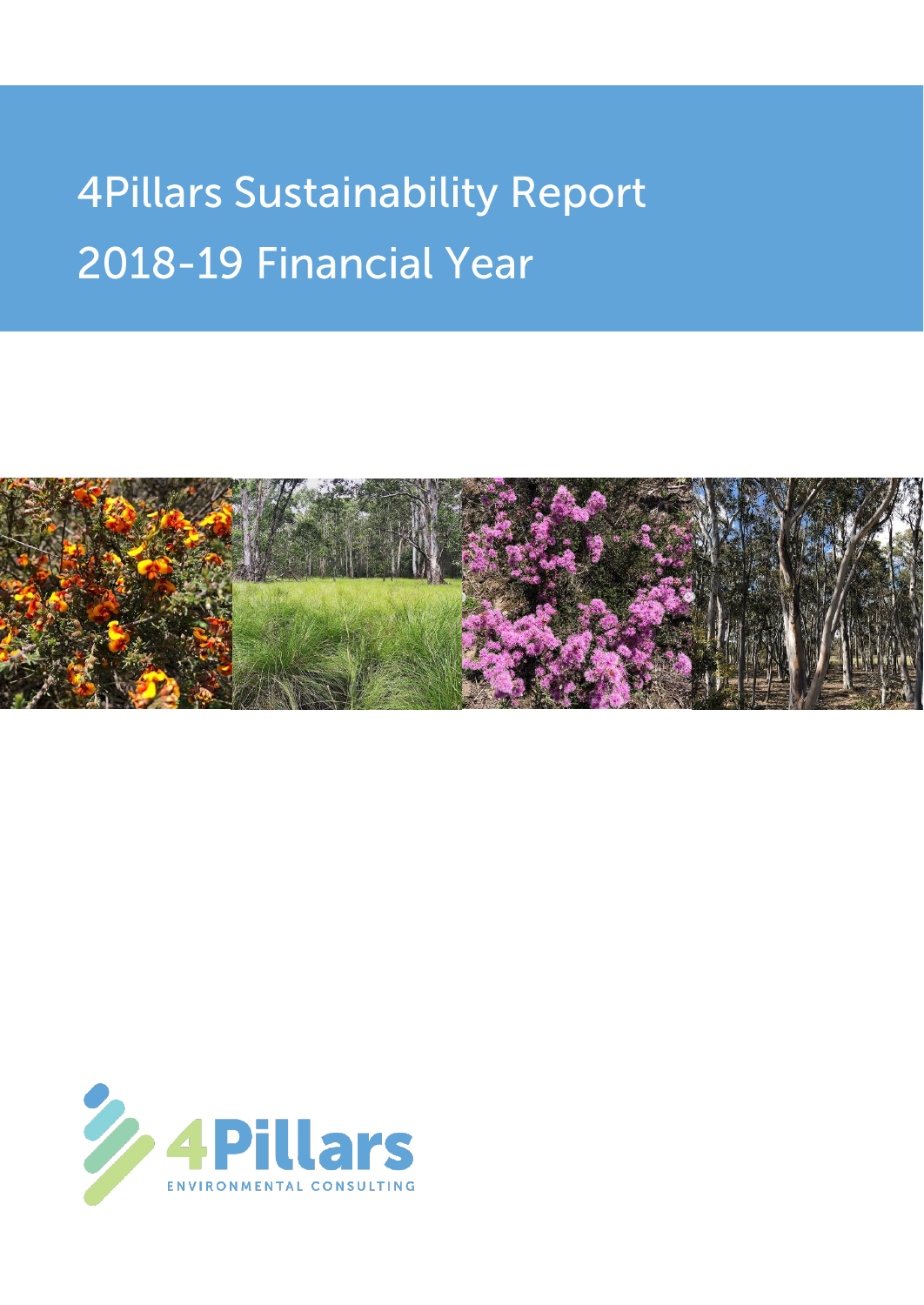# 4Pillars Sustainability Report 2018-19 Financial Year

4Pillars

ENVIRONMENTAL CONSULTING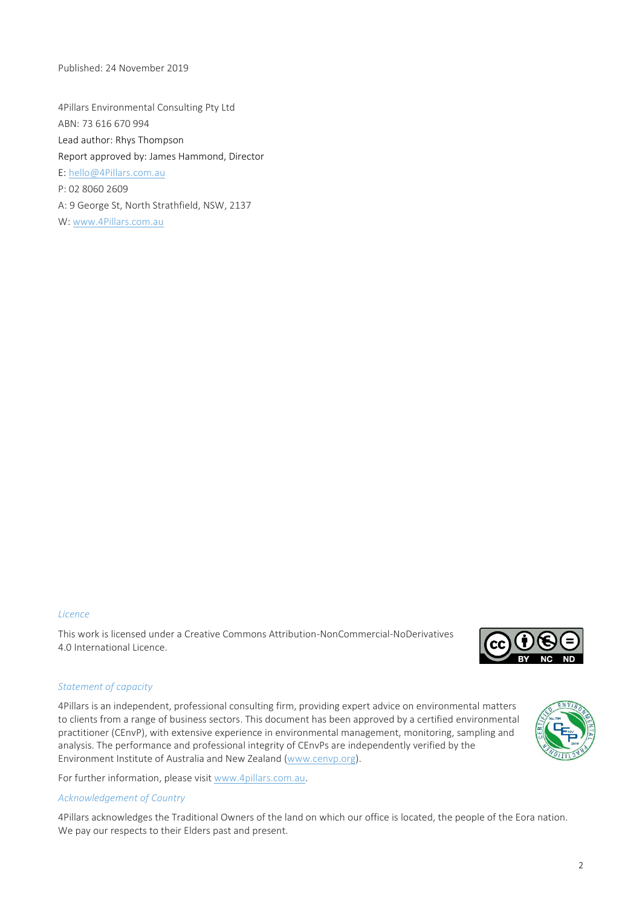Published: 24 November 2019

4Pillars Environmental Consulting Pty Ltd
ABN: 73 616 670 994
Lead author: Rhys Thompson
Report approved by: James Hammond, Director
E: hello@4Pillars.com.au
P: 02 8060 2609
A: 9 George St, North Strathfield, NSW, 2137
W: www.4Pillars.com.au

*Licence*

This work is licensed under a Creative Commons Attribution-NonCommercial-NoDerivatives 4.0 International Licence.

*Statement of capacity*

4Pillars is an independent, professional consulting firm, providing expert advice on environmental matters to clients from a range of business sectors. This document has been approved by a certified environmental practitioner (CEnvP), with extensive experience in environmental management, monitoring, sampling and analysis. The performance and professional integrity of CEnvPs are independently verified by the Environment Institute of Australia and New Zealand (www.cenvp.org).

For further information, please visit www.4pillars.com.au.

*Acknowledgement of Country*

4Pillars acknowledges the Traditional Owners of the land on which our office is located, the people of the Eora nation. We pay our respects to their Elders past and present.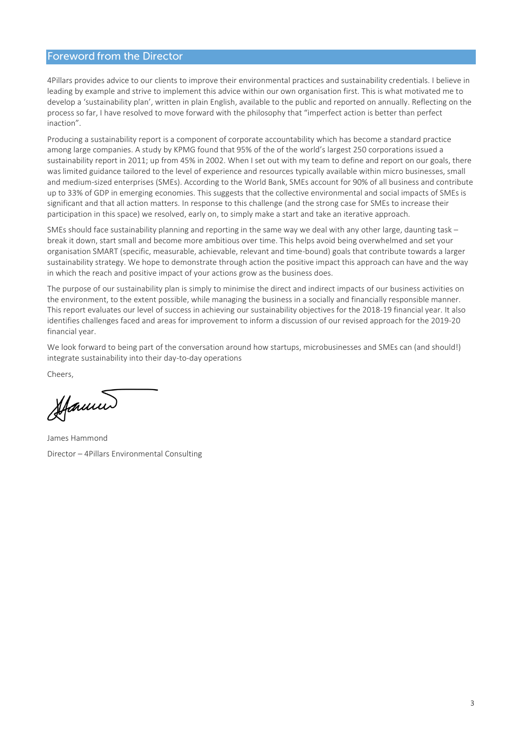## Foreword from the Director

4Pillars provides advice to our clients to improve their environmental practices and sustainability credentials. I believe in leading by example and strive to implement this advice within our own organisation first. This is what motivated me to develop a 'sustainability plan', written in plain English, available to the public and reported on annually. Reflecting on the process so far, I have resolved to move forward with the philosophy that "imperfect action is better than perfect inaction".

Producing a sustainability report is a component of corporate accountability which has become a standard practice among large companies. A study by KPMG found that 95% of the of the world's largest 250 corporations issued a sustainability report in 2011; up from 45% in 2002. When I set out with my team to define and report on our goals, there was limited guidance tailored to the level of experience and resources typically available within micro businesses, small and medium-sized enterprises (SMEs). According to the World Bank, SMEs account for 90% of all business and contribute up to 33% of GDP in emerging economies. This suggests that the collective environmental and social impacts of SMEs is significant and that all action matters. In response to this challenge (and the strong case for SMEs to increase their participation in this space) we resolved, early on, to simply make a start and take an iterative approach.

SMEs should face sustainability planning and reporting in the same way we deal with any other large, daunting task – break it down, start small and become more ambitious over time. This helps avoid being overwhelmed and set your organisation SMART (specific, measurable, achievable, relevant and time-bound) goals that contribute towards a larger sustainability strategy. We hope to demonstrate through action the positive impact this approach can have and the way in which the reach and positive impact of your actions grow as the business does.

The purpose of our sustainability plan is simply to minimise the direct and indirect impacts of our business activities on the environment, to the extent possible, while managing the business in a socially and financially responsible manner. This report evaluates our level of success in achieving our sustainability objectives for the 2018-19 financial year. It also identifies challenges faced and areas for improvement to inform a discussion of our revised approach for the 2019-20 financial year.

We look forward to being part of the conversation around how startups, microbusinesses and SMEs can (and should!) integrate sustainability into their day-to-day operations

Cheers,

James Hammond

Director – 4Pillars Environmental Consulting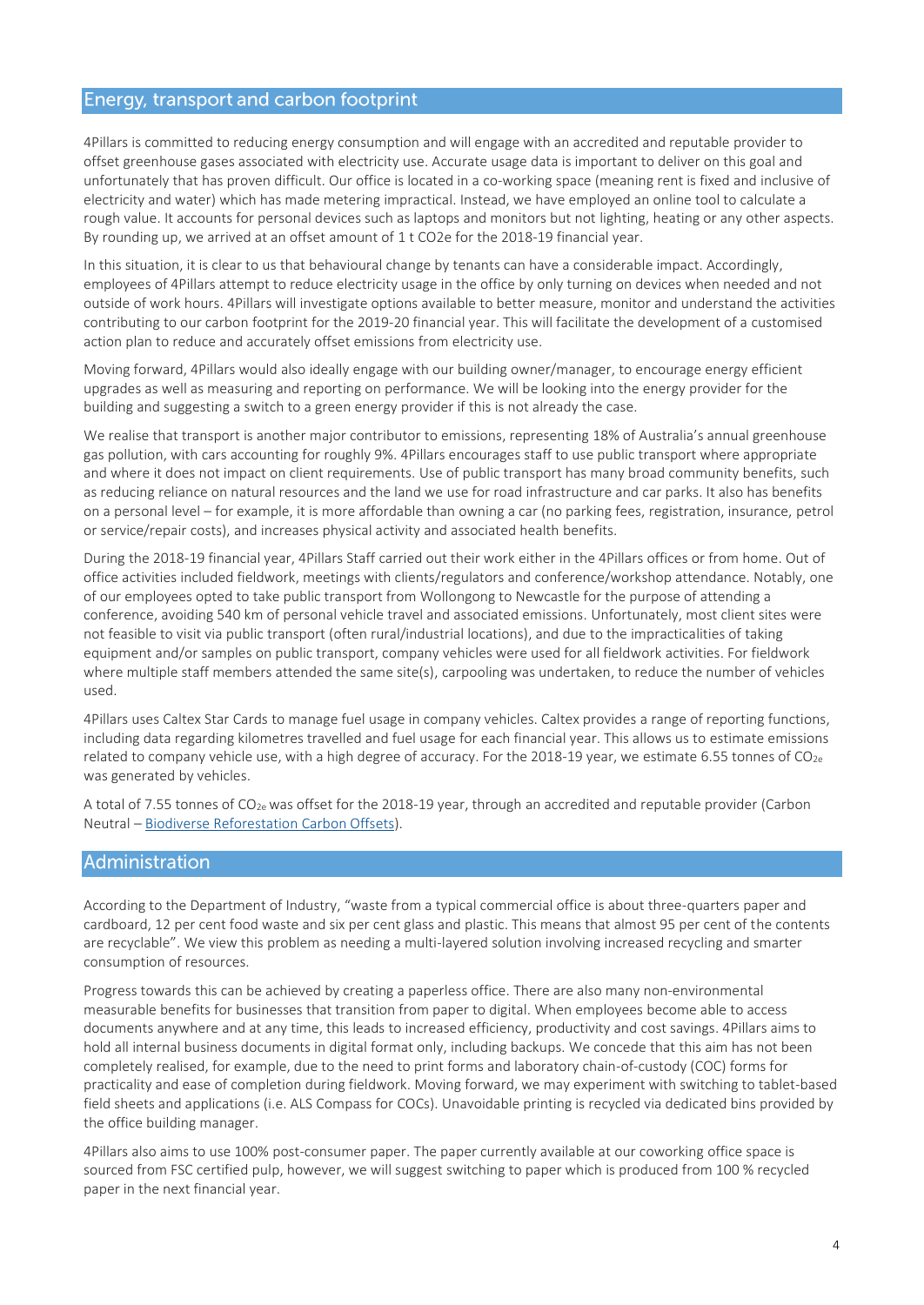## Energy, transport and carbon footprint

4Pillars is committed to reducing energy consumption and will engage with an accredited and reputable provider to offset greenhouse gases associated with electricity use. Accurate usage data is important to deliver on this goal and unfortunately that has proven difficult. Our office is located in a co-working space (meaning rent is fixed and inclusive of electricity and water) which has made metering impractical. Instead, we have employed an online tool to calculate a rough value. It accounts for personal devices such as laptops and monitors but not lighting, heating or any other aspects. By rounding up, we arrived at an offset amount of 1 t CO2e for the 2018-19 financial year.

In this situation, it is clear to us that behavioural change by tenants can have a considerable impact. Accordingly, employees of 4Pillars attempt to reduce electricity usage in the office by only turning on devices when needed and not outside of work hours. 4Pillars will investigate options available to better measure, monitor and understand the activities contributing to our carbon footprint for the 2019-20 financial year. This will facilitate the development of a customised action plan to reduce and accurately offset emissions from electricity use.

Moving forward, 4Pillars would also ideally engage with our building owner/manager, to encourage energy efficient upgrades as well as measuring and reporting on performance. We will be looking into the energy provider for the building and suggesting a switch to a green energy provider if this is not already the case.

We realise that transport is another major contributor to emissions, representing 18% of Australia's annual greenhouse gas pollution, with cars accounting for roughly 9%. 4Pillars encourages staff to use public transport where appropriate and where it does not impact on client requirements. Use of public transport has many broad community benefits, such as reducing reliance on natural resources and the land we use for road infrastructure and car parks. It also has benefits on a personal level – for example, it is more affordable than owning a car (no parking fees, registration, insurance, petrol or service/repair costs), and increases physical activity and associated health benefits.

During the 2018-19 financial year, 4Pillars Staff carried out their work either in the 4Pillars offices or from home. Out of office activities included fieldwork, meetings with clients/regulators and conference/workshop attendance. Notably, one of our employees opted to take public transport from Wollongong to Newcastle for the purpose of attending a conference, avoiding 540 km of personal vehicle travel and associated emissions. Unfortunately, most client sites were not feasible to visit via public transport (often rural/industrial locations), and due to the impracticalities of taking equipment and/or samples on public transport, company vehicles were used for all fieldwork activities. For fieldwork where multiple staff members attended the same site(s), carpooling was undertaken, to reduce the number of vehicles used.

4Pillars uses Caltex Star Cards to manage fuel usage in company vehicles. Caltex provides a range of reporting functions, including data regarding kilometres travelled and fuel usage for each financial year. This allows us to estimate emissions related to company vehicle use, with a high degree of accuracy. For the 2018-19 year, we estimate 6.55 tonnes of $CO_{2e}$ was generated by vehicles.

A total of 7.55 tonnes of $CO_{2e}$ was offset for the 2018-19 year, through an accredited and reputable provider (Carbon Neutral – Biodiverse Reforestation Carbon Offsets).

## Administration

According to the Department of Industry, "waste from a typical commercial office is about three-quarters paper and cardboard, 12 per cent food waste and six per cent glass and plastic. This means that almost 95 per cent of the contents are recyclable". We view this problem as needing a multi-layered solution involving increased recycling and smarter consumption of resources.

Progress towards this can be achieved by creating a paperless office. There are also many non-environmental measurable benefits for businesses that transition from paper to digital. When employees become able to access documents anywhere and at any time, this leads to increased efficiency, productivity and cost savings. 4Pillars aims to hold all internal business documents in digital format only, including backups. We concede that this aim has not been completely realised, for example, due to the need to print forms and laboratory chain-of-custody (COC) forms for practicality and ease of completion during fieldwork. Moving forward, we may experiment with switching to tablet-based field sheets and applications (i.e. ALS Compass for COCs). Unavoidable printing is recycled via dedicated bins provided by the office building manager.

4Pillars also aims to use 100% post-consumer paper. The paper currently available at our coworking office space is sourced from FSC certified pulp, however, we will suggest switching to paper which is produced from 100 % recycled paper in the next financial year.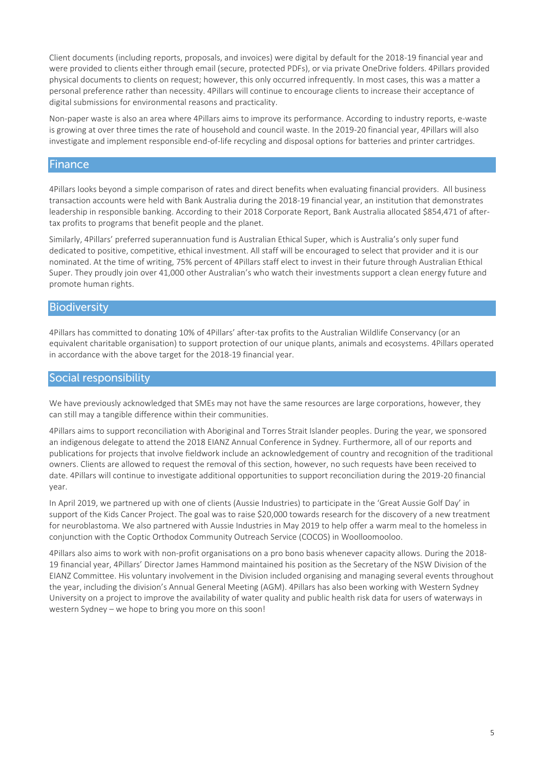Client documents (including reports, proposals, and invoices) were digital by default for the 2018-19 financial year and were provided to clients either through email (secure, protected PDFs), or via private OneDrive folders. 4Pillars provided physical documents to clients on request; however, this only occurred infrequently. In most cases, this was a matter a personal preference rather than necessity. 4Pillars will continue to encourage clients to increase their acceptance of digital submissions for environmental reasons and practicality.

Non-paper waste is also an area where 4Pillars aims to improve its performance. According to industry reports, e-waste is growing at over three times the rate of household and council waste. In the 2019-20 financial year, 4Pillars will also investigate and implement responsible end-of-life recycling and disposal options for batteries and printer cartridges.

## Finance

4Pillars looks beyond a simple comparison of rates and direct benefits when evaluating financial providers. All business transaction accounts were held with Bank Australia during the 2018-19 financial year, an institution that demonstrates leadership in responsible banking. According to their 2018 Corporate Report, Bank Australia allocated $854,471 of after-tax profits to programs that benefit people and the planet.

Similarly, 4Pillars' preferred superannuation fund is Australian Ethical Super, which is Australia's only super fund dedicated to positive, competitive, ethical investment. All staff will be encouraged to select that provider and it is our nominated. At the time of writing, 75% percent of 4Pillars staff elect to invest in their future through Australian Ethical Super. They proudly join over 41,000 other Australian's who watch their investments support a clean energy future and promote human rights.

## Biodiversity

4Pillars has committed to donating 10% of 4Pillars' after-tax profits to the Australian Wildlife Conservancy (or an equivalent charitable organisation) to support protection of our unique plants, animals and ecosystems. 4Pillars operated in accordance with the above target for the 2018-19 financial year.

## Social responsibility

We have previously acknowledged that SMEs may not have the same resources are large corporations, however, they can still may a tangible difference within their communities.

4Pillars aims to support reconciliation with Aboriginal and Torres Strait Islander peoples. During the year, we sponsored an indigenous delegate to attend the 2018 EIANZ Annual Conference in Sydney. Furthermore, all of our reports and publications for projects that involve fieldwork include an acknowledgement of country and recognition of the traditional owners. Clients are allowed to request the removal of this section, however, no such requests have been received to date. 4Pillars will continue to investigate additional opportunities to support reconciliation during the 2019-20 financial year.

In April 2019, we partnered up with one of clients (Aussie Industries) to participate in the 'Great Aussie Golf Day' in support of the Kids Cancer Project. The goal was to raise $20,000 towards research for the discovery of a new treatment for neuroblastoma. We also partnered with Aussie Industries in May 2019 to help offer a warm meal to the homeless in conjunction with the Coptic Orthodox Community Outreach Service (COCOS) in Woolloomooloo.

4Pillars also aims to work with non-profit organisations on a pro bono basis whenever capacity allows. During the 2018-19 financial year, 4Pillars' Director James Hammond maintained his position as the Secretary of the NSW Division of the EIANZ Committee. His voluntary involvement in the Division included organising and managing several events throughout the year, including the division's Annual General Meeting (AGM). 4Pillars has also been working with Western Sydney University on a project to improve the availability of water quality and public health risk data for users of waterways in western Sydney – we hope to bring you more on this soon!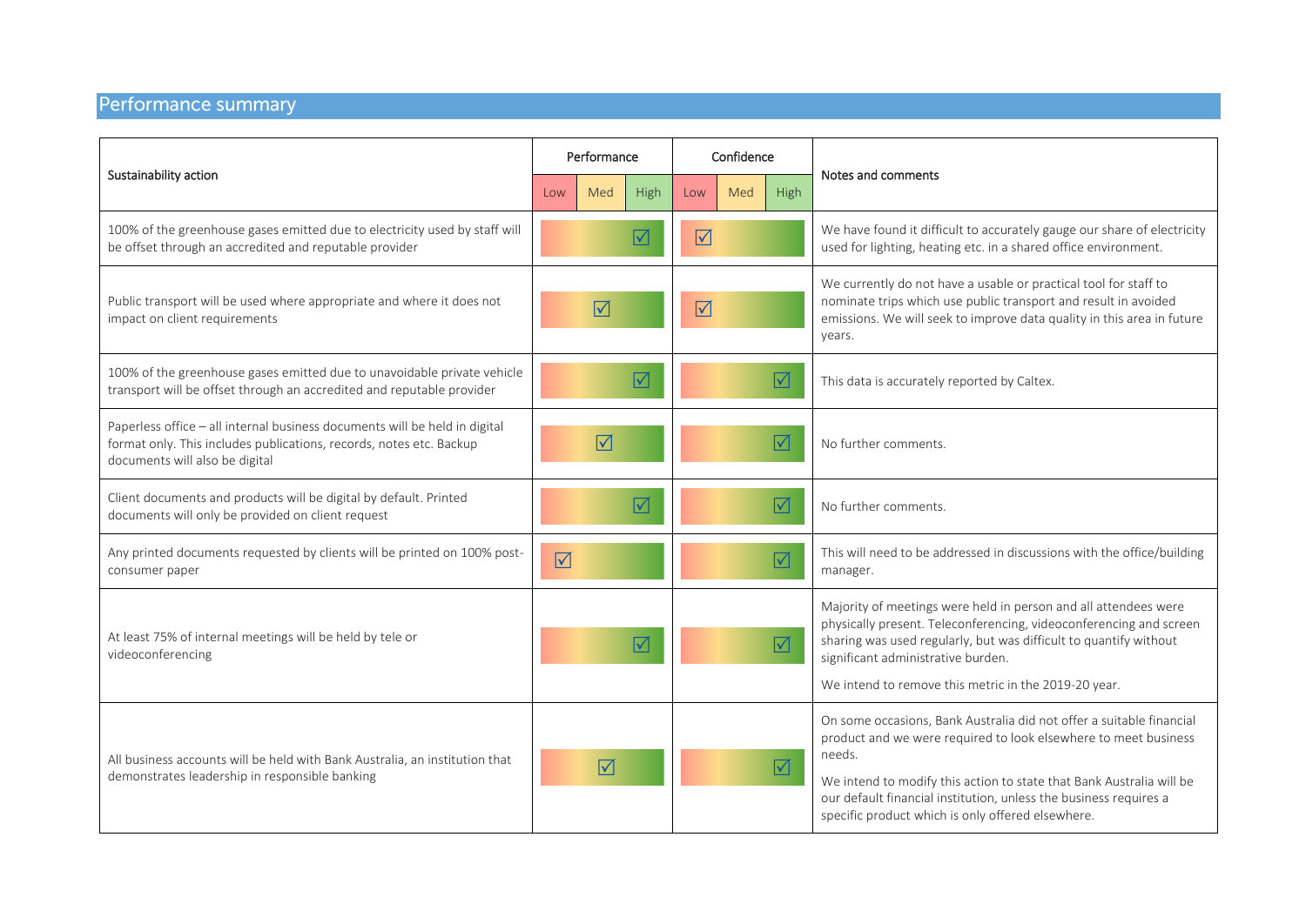## Performance summary

| Sustainability action | Performance | | | Confidence | | | Notes and comments |
|---|---|---|---|---|---|---|---|
| | Low | Med | High | Low | Med | High | |
| 100% of the greenhouse gases emitted due to electricity used by staff will be offset through an accredited and reputable provider | | | ☑ | ☑ | | | We have found it difficult to accurately gauge our share of electricity used for lighting, heating etc. in a shared office environment. |
| Public transport will be used where appropriate and where it does not impact on client requirements | | ☑ | | ☑ | | | We currently do not have a usable or practical tool for staff to nominate trips which use public transport and result in avoided emissions. We will seek to improve data quality in this area in future years. |
| 100% of the greenhouse gases emitted due to unavoidable private vehicle transport will be offset through an accredited and reputable provider | | | ☑ | | | ☑ | This data is accurately reported by Caltex. |
| Paperless office – all internal business documents will be held in digital format only. This includes publications, records, notes etc. Backup documents will also be digital | | ☑ | | | | ☑ | No further comments. |
| Client documents and products will be digital by default. Printed documents will only be provided on client request | | | ☑ | | | ☑ | No further comments. |
| Any printed documents requested by clients will be printed on 100% post-consumer paper | ☑ | | | | | ☑ | This will need to be addressed in discussions with the office/building manager. |
| At least 75% of internal meetings will be held by tele or videoconferencing | | | ☑ | | | ☑ | Majority of meetings were held in person and all attendees were physically present. Teleconferencing, videoconferencing and screen sharing was used regularly, but was difficult to quantify without significant administrative burden. We intend to remove this metric in the 2019-20 year. |
| All business accounts will be held with Bank Australia, an institution that demonstrates leadership in responsible banking | | ☑ | | | | ☑ | On some occasions, Bank Australia did not offer a suitable financial product and we were required to look elsewhere to meet business needs. We intend to modify this action to state that Bank Australia will be our default financial institution, unless the business requires a specific product which is only offered elsewhere. |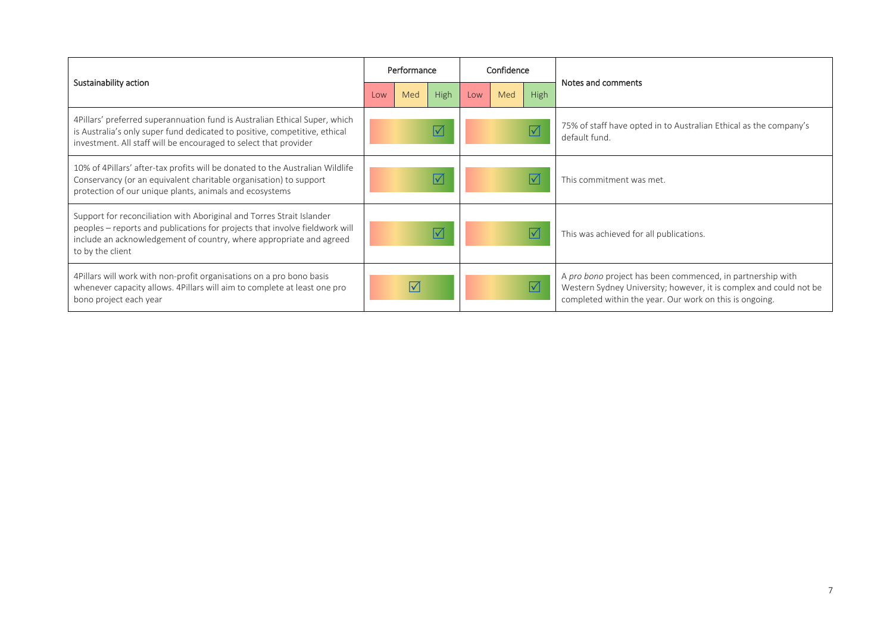| Sustainability action | Performance | | | Confidence | | | Notes and comments |
|---|---|---|---|---|---|---|---|
| | Low | Med | High | Low | Med | High | |
| 4Pillars' preferred superannuation fund is Australian Ethical Super, which is Australia's only super fund dedicated to positive, competitive, ethical investment. All staff will be encouraged to select that provider | | | ☑ | | | ☑ | 75% of staff have opted in to Australian Ethical as the company's default fund. |
| 10% of 4Pillars' after-tax profits will be donated to the Australian Wildlife Conservancy (or an equivalent charitable organisation) to support protection of our unique plants, animals and ecosystems | | | ☑ | | | ☑ | This commitment was met. |
| Support for reconciliation with Aboriginal and Torres Strait Islander peoples – reports and publications for projects that involve fieldwork will include an acknowledgement of country, where appropriate and agreed to by the client | | | ☑ | | | ☑ | This was achieved for all publications. |
| 4Pillars will work with non-profit organisations on a pro bono basis whenever capacity allows. 4Pillars will aim to complete at least one pro bono project each year | | ☑ | | | | ☑ | A *pro bono* project has been commenced, in partnership with Western Sydney University; however, it is complex and could not be completed within the year. Our work on this is ongoing. |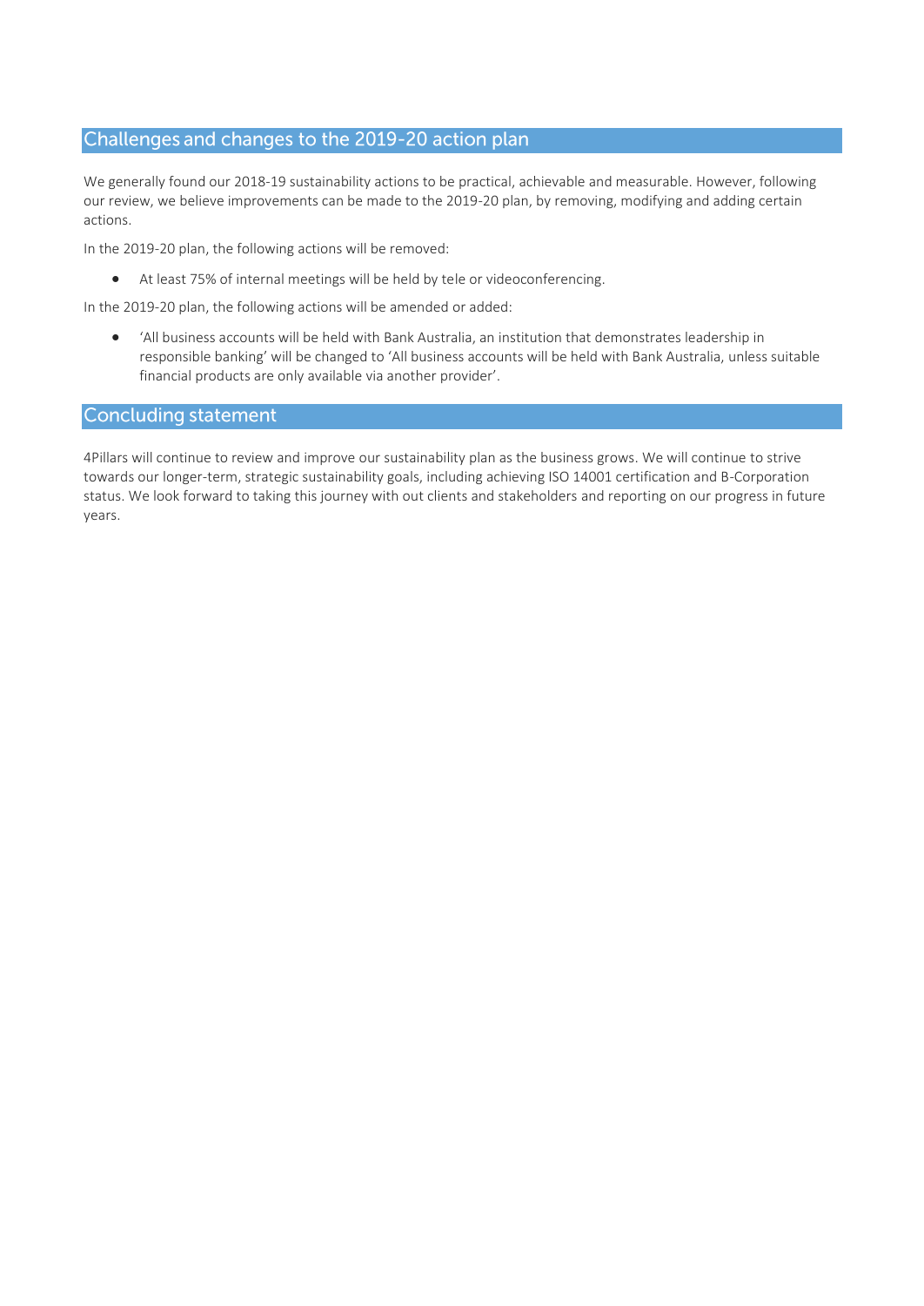## Challenges and changes to the 2019-20 action plan

We generally found our 2018-19 sustainability actions to be practical, achievable and measurable. However, following our review, we believe improvements can be made to the 2019-20 plan, by removing, modifying and adding certain actions.

In the 2019-20 plan, the following actions will be removed:

- At least 75% of internal meetings will be held by tele or videoconferencing.

In the 2019-20 plan, the following actions will be amended or added:

- 'All business accounts will be held with Bank Australia, an institution that demonstrates leadership in responsible banking' will be changed to 'All business accounts will be held with Bank Australia, unless suitable financial products are only available via another provider'.

## Concluding statement

4Pillars will continue to review and improve our sustainability plan as the business grows. We will continue to strive towards our longer-term, strategic sustainability goals, including achieving ISO 14001 certification and B-Corporation status. We look forward to taking this journey with out clients and stakeholders and reporting on our progress in future years.